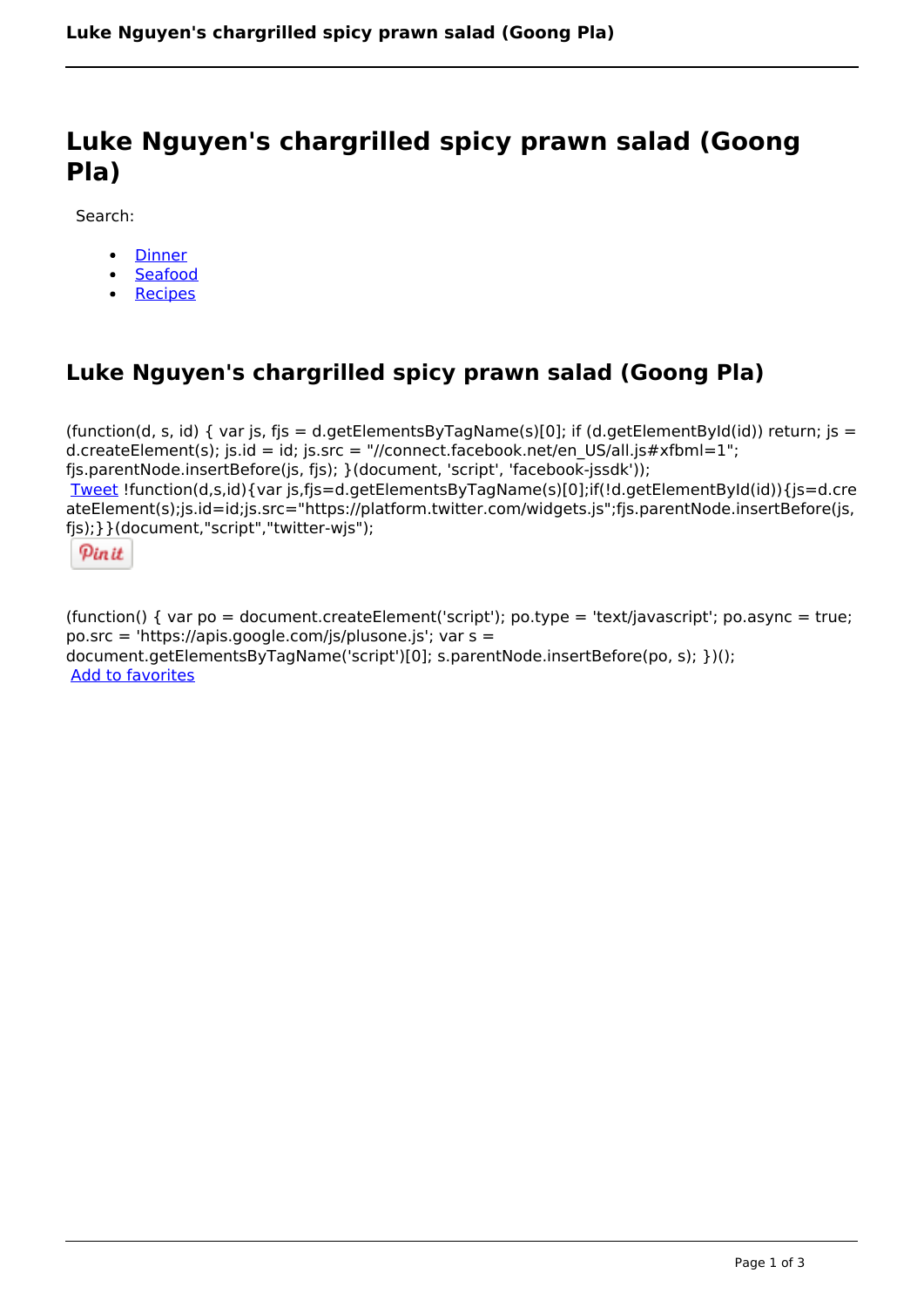# Luke Nguyen's chargrilled spicy prawn salad (Goong Pla)

Search:

- Dinner
- Seafood
- Recipes

## Luke Nguyen's chargrilled spicy prawn salad (Goong Pla)

(function(d, s, id) { var js, fjs = d.getElementsByTagName(s)[0]; if (d.getElementById(id)) return; js = d.createElement(s); js.id = id; js.src = "//connect.facebook.net/en_US/all.js#xfbml=1"; fjs.parentNode.insertBefore(js, fjs); }(document, 'script', 'facebook-jssdk'));
Tweet !function(d,s,id){var js,fjs=d.getElementsByTagName(s)[0];if(!d.getElementById(id)){js=d.createElement(s);js.id=id;js.src="https://platform.twitter.com/widgets.js";fjs.parentNode.insertBefore(js,fjs);}}(document,"script","twitter-wjs");

Pin it

(function() { var po = document.createElement('script'); po.type = 'text/javascript'; po.async = true; po.src = 'https://apis.google.com/js/plusone.js'; var s = document.getElementsByTagName('script')[0]; s.parentNode.insertBefore(po, s); })();
Add to favorites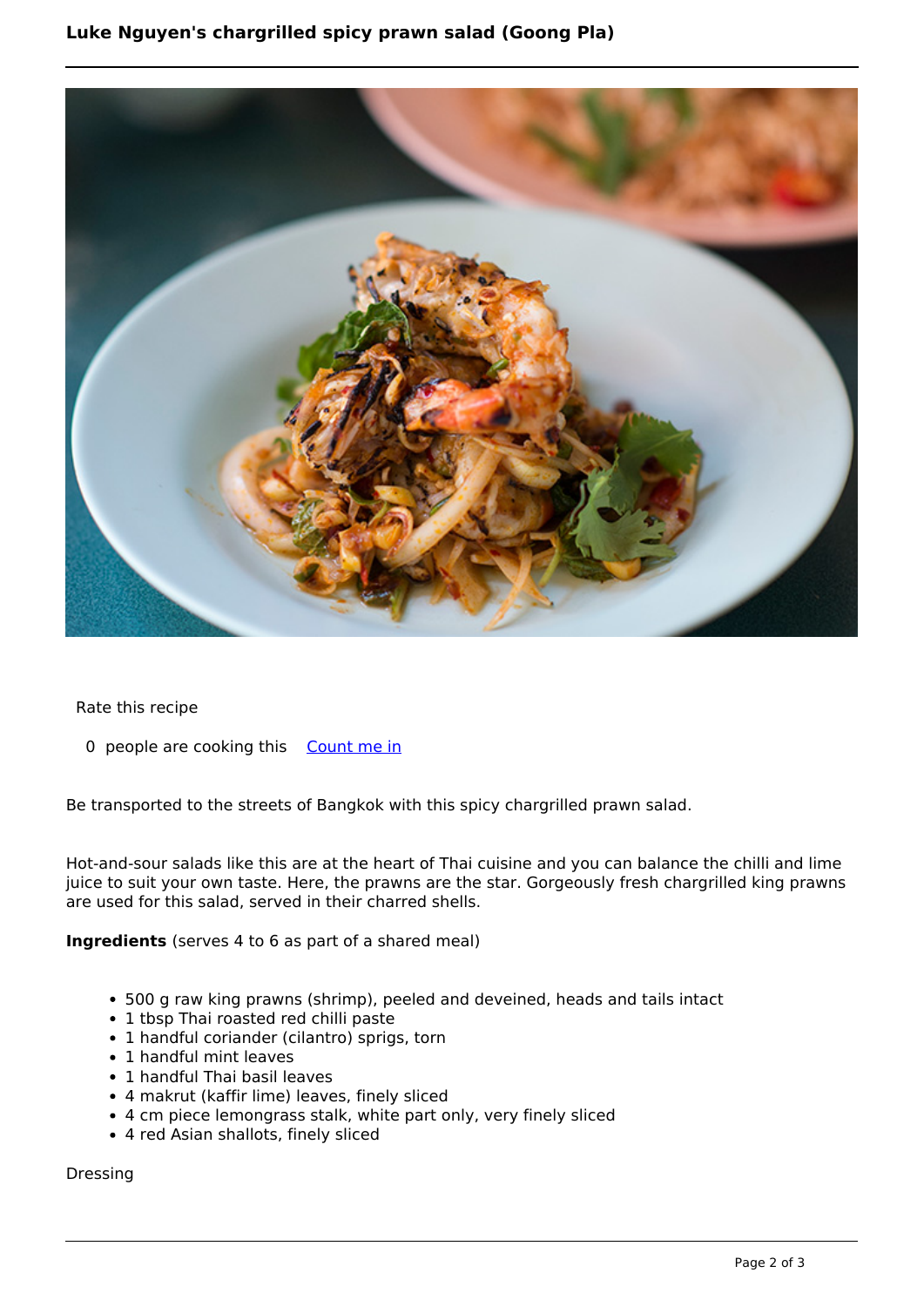# Luke Nguyen's chargrilled spicy prawn salad (Goong Pla)

Rate this recipe

0 people are cooking this [Count me in]

Be transported to the streets of Bangkok with this spicy chargrilled prawn salad.

Hot-and-sour salads like this are at the heart of Thai cuisine and you can balance the chilli and lime juice to suit your own taste. Here, the prawns are the star. Gorgeously fresh chargrilled king prawns are used for this salad, served in their charred shells.

**Ingredients** (serves 4 to 6 as part of a shared meal)

- 500 g raw king prawns (shrimp), peeled and deveined, heads and tails intact
- 1 tbsp Thai roasted red chilli paste
- 1 handful coriander (cilantro) sprigs, torn
- 1 handful mint leaves
- 1 handful Thai basil leaves
- 4 makrut (kaffir lime) leaves, finely sliced
- 4 cm piece lemongrass stalk, white part only, very finely sliced
- 4 red Asian shallots, finely sliced

Dressing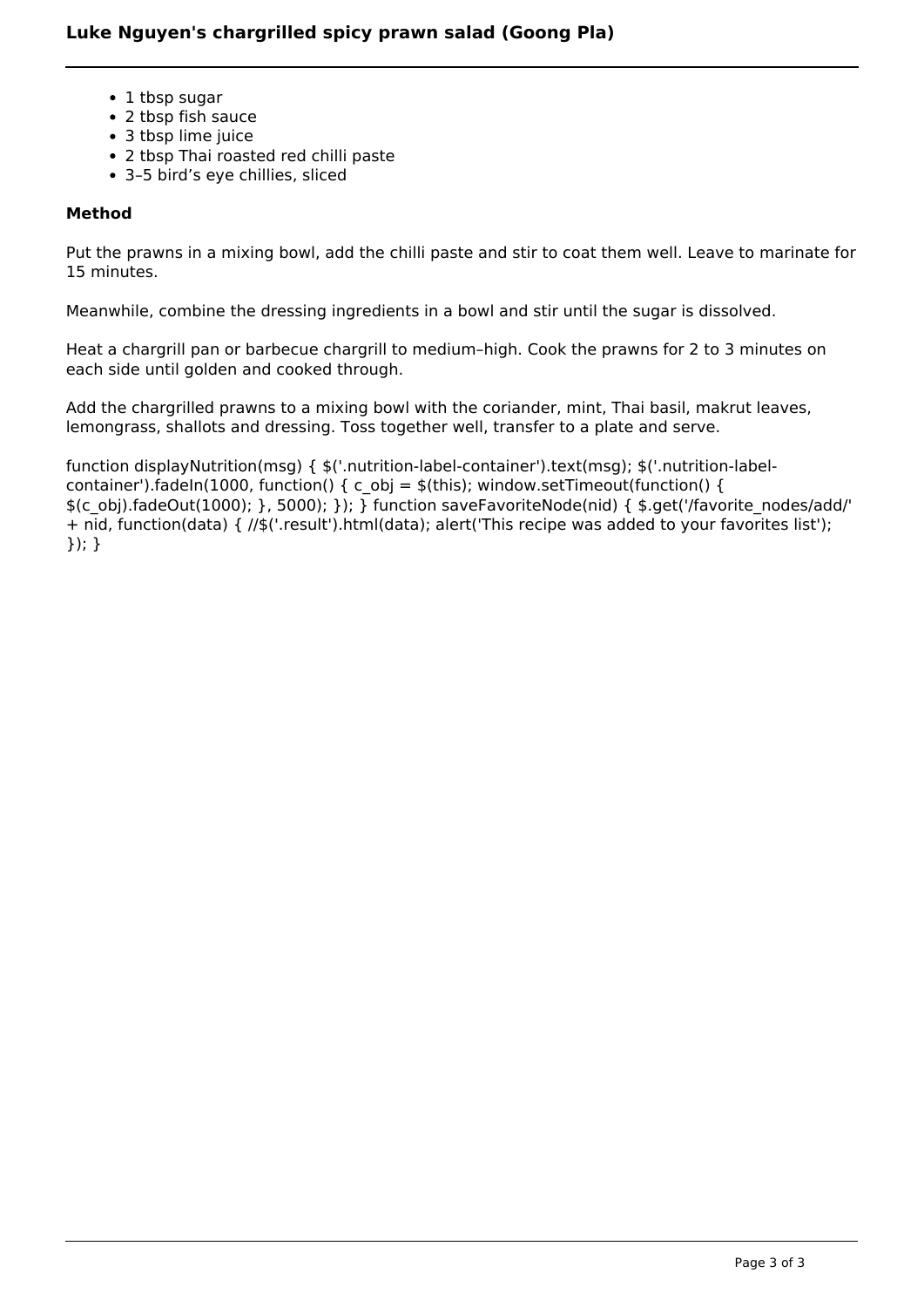- 1 tbsp sugar
- 2 tbsp fish sauce
- 3 tbsp lime juice
- 2 tbsp Thai roasted red chilli paste
- 3–5 bird’s eye chillies, sliced

**Method**

Put the prawns in a mixing bowl, add the chilli paste and stir to coat them well. Leave to marinate for 15 minutes.

Meanwhile, combine the dressing ingredients in a bowl and stir until the sugar is dissolved.

Heat a chargrill pan or barbecue chargrill to medium–high. Cook the prawns for 2 to 3 minutes on each side until golden and cooked through.

Add the chargrilled prawns to a mixing bowl with the coriander, mint, Thai basil, makrut leaves, lemongrass, shallots and dressing. Toss together well, transfer to a plate and serve.

```
function displayNutrition(msg) { $('.nutrition-label-container').text(msg); $('.nutrition-label-container').fadeIn(1000, function() { c_obj = $(this); window.setTimeout(function() { $(c_obj).fadeOut(1000); }, 5000); }); } function saveFavoriteNode(nid) { $.get('/favorite_nodes/add/' + nid, function(data) { //$('.result').html(data); alert('This recipe was added to your favorites list'); }); }
```